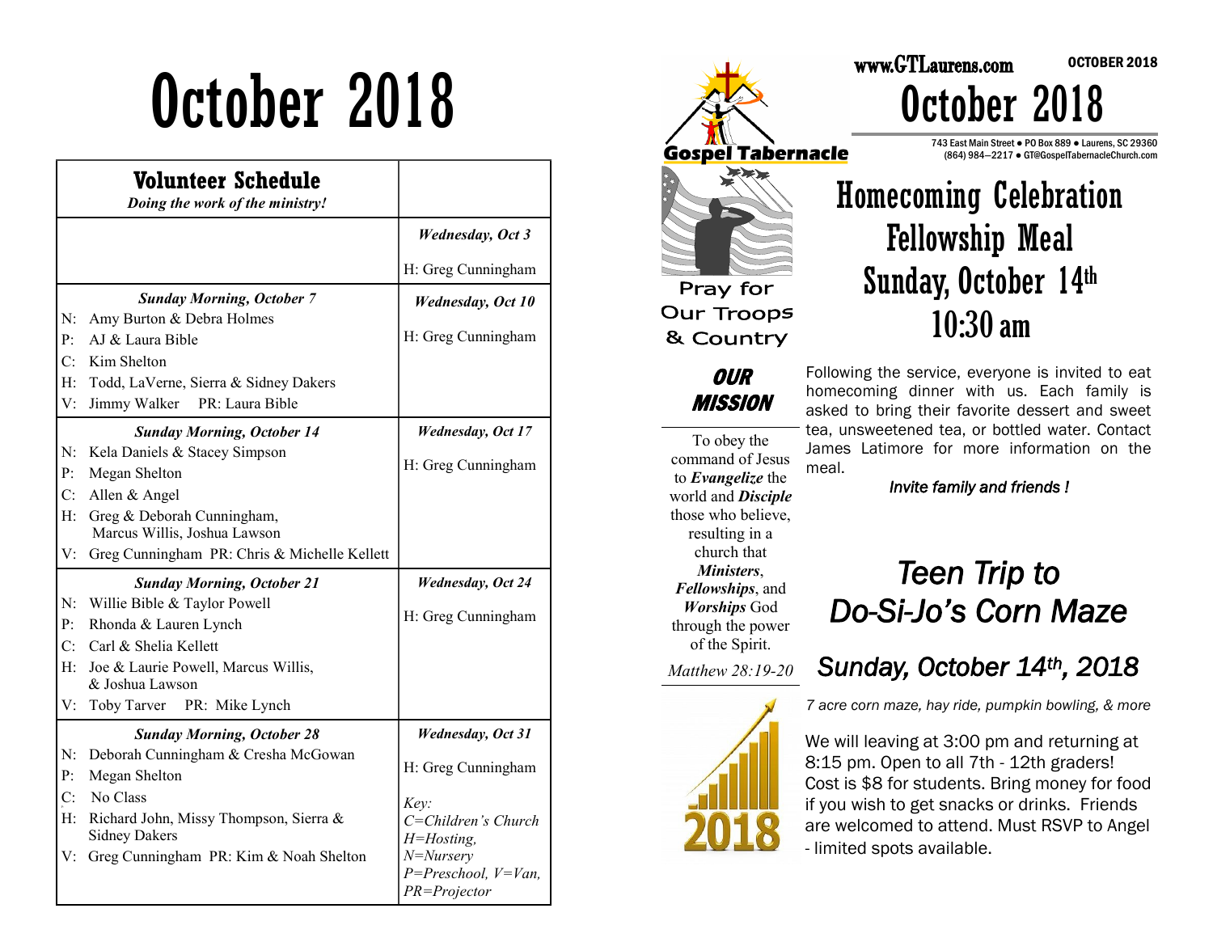# October 2018

| **Volunteer Schedule** *Doing the work of the ministry!* | |
|---|---|
| | ***Wednesday, Oct 3*** H: Greg Cunningham |
| ***Sunday Morning, October 7*** N: Amy Burton & Debra Holmes P: AJ & Laura Bible C: Kim Shelton H: Todd, LaVerne, Sierra & Sidney Dakers V: Jimmy Walker PR: Laura Bible | ***Wednesday, Oct 10*** H: Greg Cunningham |
| ***Sunday Morning, October 14*** N: Kela Daniels & Stacey Simpson P: Megan Shelton C: Allen & Angel H: Greg & Deborah Cunningham, Marcus Willis, Joshua Lawson V: Greg Cunningham PR: Chris & Michelle Kellett | ***Wednesday, Oct 17*** H: Greg Cunningham |
| ***Sunday Morning, October 21*** N: Willie Bible & Taylor Powell P: Rhonda & Lauren Lynch C: Carl & Shelia Kellett H: Joe & Laurie Powell, Marcus Willis, & Joshua Lawson V: Toby Tarver PR: Mike Lynch | ***Wednesday, Oct 24*** H: Greg Cunningham |
| ***Sunday Morning, October 28*** N: Deborah Cunningham & Cresha McGowan P: Megan Shelton C: No Class H: Richard John, Missy Thompson, Sierra & Sidney Dakers V: Greg Cunningham PR: Kim & Noah Shelton | ***Wednesday, Oct 31*** H: Greg Cunningham *Key: C=Children's Church H=Hosting, N=Nursery P=Preschool, V=Van, PR=Projector* |

Gospel Tabernacle

www.GTLaurens.com

OCTOBER 2018

# October 2018

743 East Main Street ● PO Box 889 ● Laurens, SC 29360
(864) 984—2217 ● GT@GospelTabernacleChurch.com

Pray for Our Troops & Country

## OUR MISSION

To obey the command of Jesus to ***Evangelize*** the world and ***Disciple*** those who believe, resulting in a church that ***Ministers***, ***Fellowships***, and ***Worships*** God through the power of the Spirit.

*Matthew 28:19-20*

## Homecoming Celebration Fellowship Meal Sunday, October 14th 10:30 am

Following the service, everyone is invited to eat homecoming dinner with us. Each family is asked to bring their favorite dessert and sweet tea, unsweetened tea, or bottled water. Contact James Latimore for more information on the meal.

*Invite family and friends !*

## *Teen Trip to Do-Si-Jo's Corn Maze*

### *Sunday, October 14th, 2018*

*7 acre corn maze, hay ride, pumpkin bowling, & more*

We will leaving at 3:00 pm and returning at 8:15 pm. Open to all 7th - 12th graders! Cost is $8 for students. Bring money for food if you wish to get snacks or drinks. Friends are welcomed to attend. Must RSVP to Angel - limited spots available.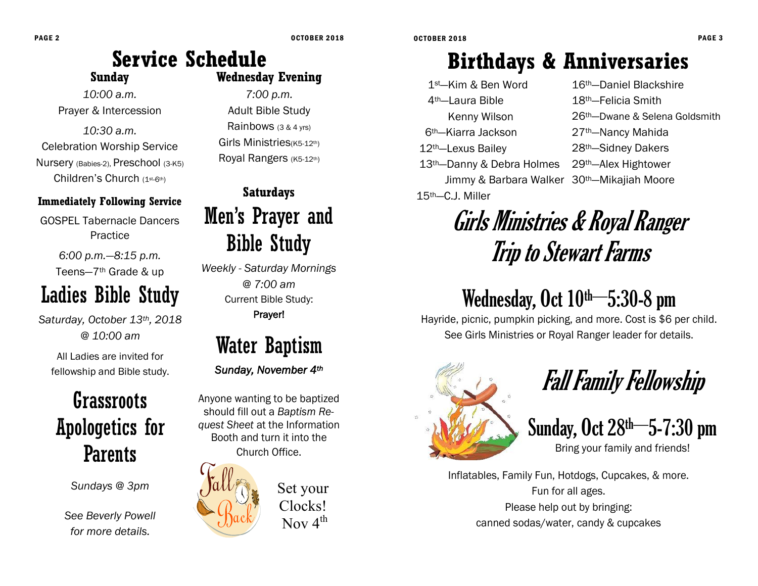# Service Schedule

## Sunday

*10:00 a.m.*

Prayer & Intercession

*10:30 a.m.*

Celebration Worship Service

Nursery (Babies-2), Preschool (3-K5)

Children's Church (1st-6th)

### Immediately Following Service

GOSPEL Tabernacle Dancers Practice

*6:00 p.m.—8:15 p.m.*

Teens—7th Grade & up

## Ladies Bible Study

*Saturday, October 13th, 2018*

*@ 10:00 am*

All Ladies are invited for fellowship and Bible study.

## Grassroots Apologetics for Parents

*Sundays @ 3pm*

*See Beverly Powell for more details.*

## Wednesday Evening

*7:00 p.m.*

Adult Bible Study

Rainbows (3 & 4 yrs)

Girls Ministries(K5-12th)

Royal Rangers (K5-12th)

### Saturdays

## Men's Prayer and Bible Study

*Weekly - Saturday Mornings @ 7:00 am*

Current Bible Study:

**Prayer!**

## Water Baptism

***Sunday, November 4th***

Anyone wanting to be baptized should fill out a *Baptism Request Sheet* at the Information Booth and turn it into the Church Office.

Fall Back

Set your Clocks! Nov 4th

# Birthdays & Anniversaries

1st—Kim & Ben Word

4th—Laura Bible

Kenny Wilson

6th—Kiarra Jackson

12th—Lexus Bailey

13th—Danny & Debra Holmes

Jimmy & Barbara Walker

15th—C.J. Miller

16th—Daniel Blackshire

18th—Felicia Smith

26th—Dwane & Selena Goldsmith

27th—Nancy Mahida

28th—Sidney Dakers

29th—Alex Hightower

30th—Mikajiah Moore

# *Girls Ministries & Royal Ranger Trip to Stewart Farms*

## Wednesday, Oct 10th—5:30-8 pm

Hayride, picnic, pumpkin picking, and more. Cost is $6 per child. See Girls Ministries or Royal Ranger leader for details.

# *Fall Family Fellowship*

## Sunday, Oct 28th—5-7:30 pm

Bring your family and friends!

Inflatables, Family Fun, Hotdogs, Cupcakes, & more.

Fun for all ages.

Please help out by bringing:

canned sodas/water, candy & cupcakes